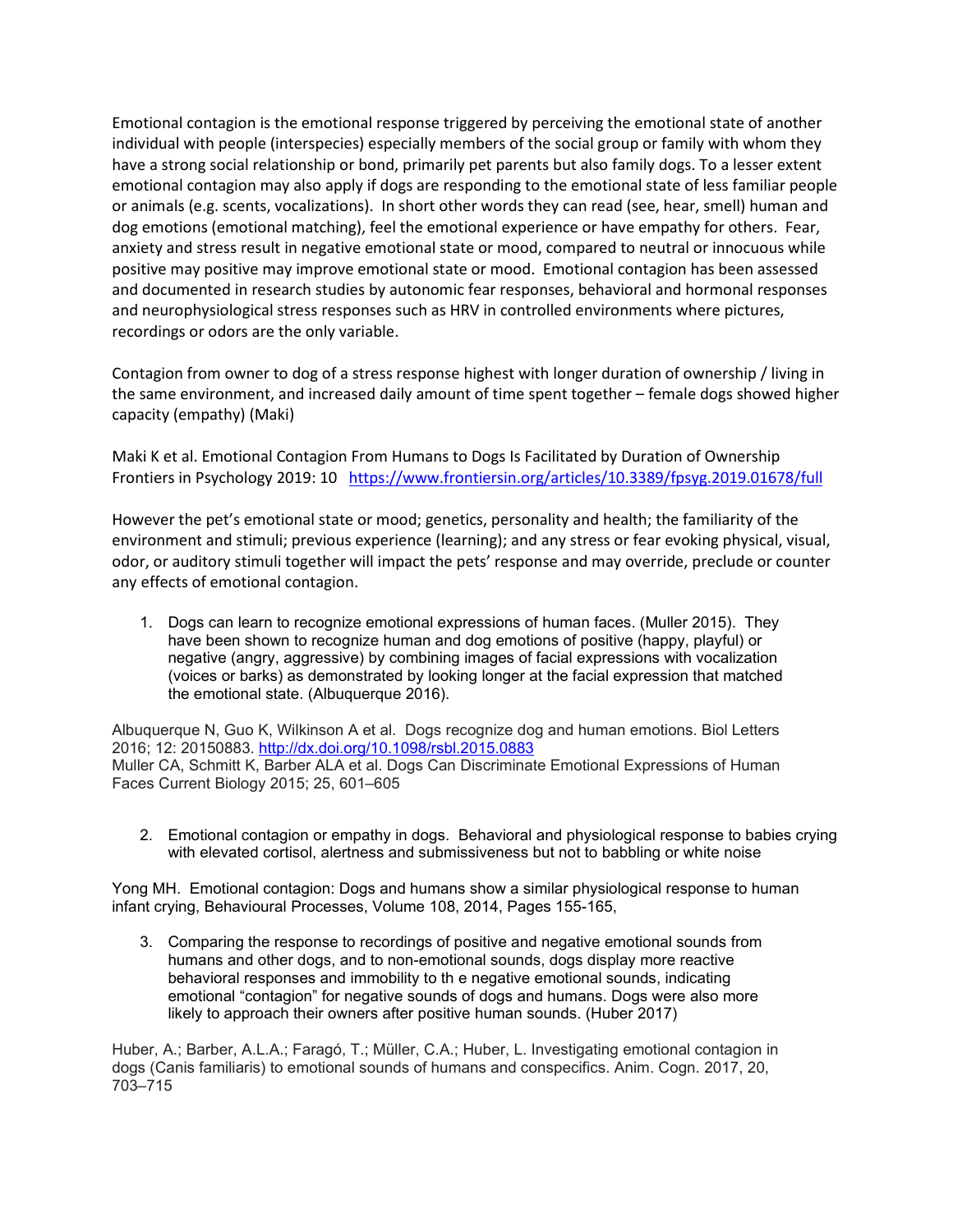Emotional contagion is the emotional response triggered by perceiving the emotional state of another individual with people (interspecies) especially members of the social group or family with whom they have a strong social relationship or bond, primarily pet parents but also family dogs. To a lesser extent emotional contagion may also apply if dogs are responding to the emotional state of less familiar people or animals (e.g. scents, vocalizations). In short other words they can read (see, hear, smell) human and dog emotions (emotional matching), feel the emotional experience or have empathy for others. Fear, anxiety and stress result in negative emotional state or mood, compared to neutral or innocuous while positive may positive may improve emotional state or mood. Emotional contagion has been assessed and documented in research studies by autonomic fear responses, behavioral and hormonal responses and neurophysiological stress responses such as HRV in controlled environments where pictures, recordings or odors are the only variable.

Contagion from owner to dog of a stress response highest with longer duration of ownership / living in the same environment, and increased daily amount of time spent together – female dogs showed higher capacity (empathy) (Maki)

Maki K et al. Emotional Contagion From Humans to Dogs Is Facilitated by Duration of Ownership Frontiers in Psychology 2019: 10 https://www.frontiersin.org/articles/10.3389/fpsyg.2019.01678/full

However the pet's emotional state or mood; genetics, personality and health; the familiarity of the environment and stimuli; previous experience (learning); and any stress or fear evoking physical, visual, odor, or auditory stimuli together will impact the pets' response and may override, preclude or counter any effects of emotional contagion.

1. Dogs can learn to recognize emotional expressions of human faces. (Muller 2015). They have been shown to recognize human and dog emotions of positive (happy, playful) or negative (angry, aggressive) by combining images of facial expressions with vocalization (voices or barks) as demonstrated by looking longer at the facial expression that matched the emotional state. (Albuquerque 2016).

Albuquerque N, Guo K, Wilkinson A et al. Dogs recognize dog and human emotions. Biol Letters 2016; 12: 20150883. http://dx.doi.org/10.1098/rsbl.2015.0883
Muller CA, Schmitt K, Barber ALA et al. Dogs Can Discriminate Emotional Expressions of Human Faces Current Biology 2015; 25, 601–605

2. Emotional contagion or empathy in dogs. Behavioral and physiological response to babies crying with elevated cortisol, alertness and submissiveness but not to babbling or white noise

Yong MH. Emotional contagion: Dogs and humans show a similar physiological response to human infant crying, Behavioural Processes, Volume 108, 2014, Pages 155-165,

3. Comparing the response to recordings of positive and negative emotional sounds from humans and other dogs, and to non-emotional sounds, dogs display more reactive behavioral responses and immobility to th e negative emotional sounds, indicating emotional "contagion" for negative sounds of dogs and humans. Dogs were also more likely to approach their owners after positive human sounds. (Huber 2017)

Huber, A.; Barber, A.L.A.; Faragó, T.; Müller, C.A.; Huber, L. Investigating emotional contagion in dogs (Canis familiaris) to emotional sounds of humans and conspecifics. Anim. Cogn. 2017, 20, 703–715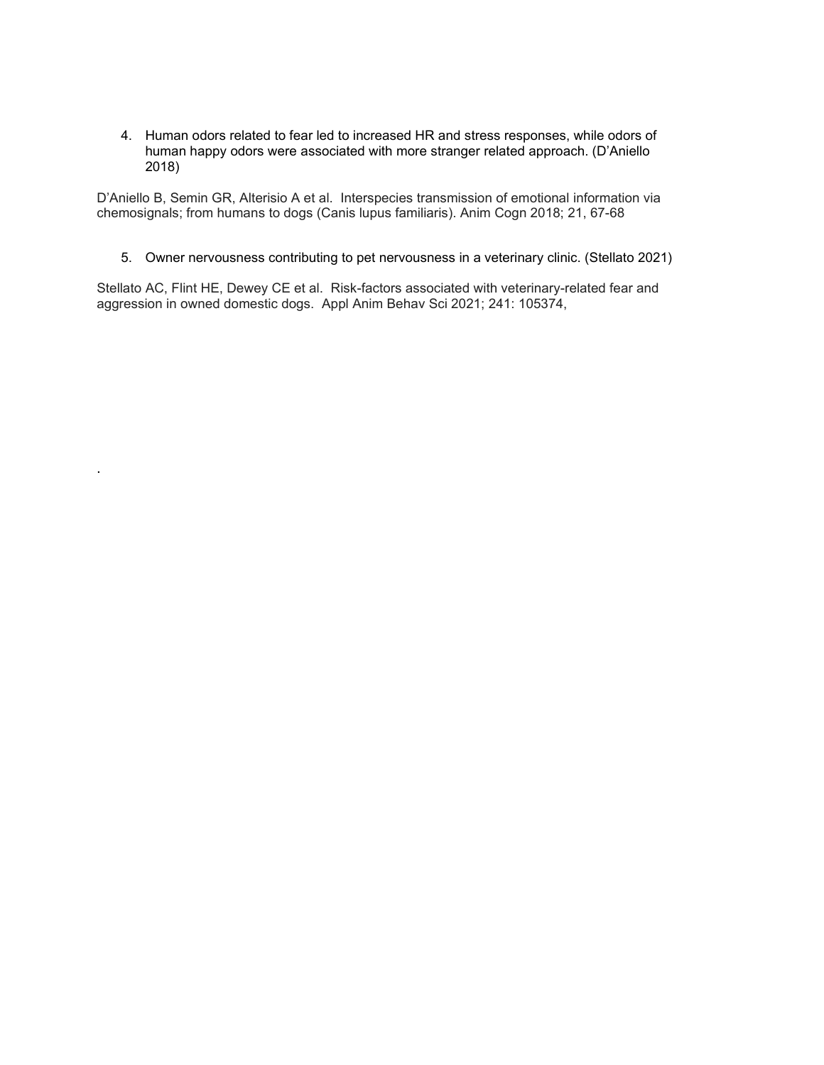4. Human odors related to fear led to increased HR and stress responses, while odors of human happy odors were associated with more stranger related approach. (D'Aniello 2018)

D'Aniello B, Semin GR, Alterisio A et al. Interspecies transmission of emotional information via chemosignals; from humans to dogs (Canis lupus familiaris). Anim Cogn 2018; 21, 67-68

5. Owner nervousness contributing to pet nervousness in a veterinary clinic. (Stellato 2021)

Stellato AC, Flint HE, Dewey CE et al. Risk-factors associated with veterinary-related fear and aggression in owned domestic dogs. Appl Anim Behav Sci 2021; 241: 105374,

.